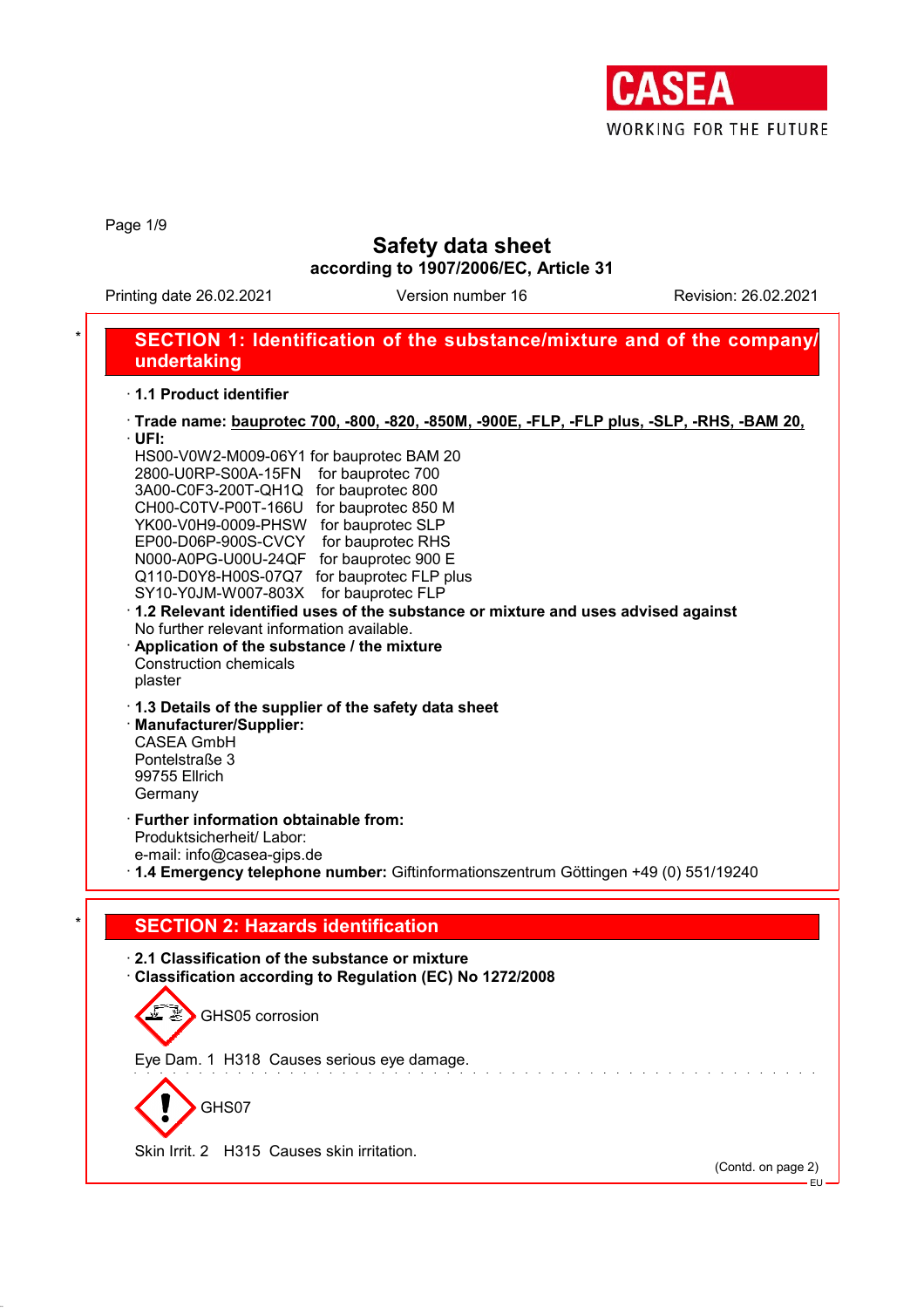CASEA
WORKING FOR THE FUTURE

# Safety data sheet

**according to 1907/2006/EC, Article 31**

Printing date 26.02.2021 Version number 16 Revision: 26.02.2021

## * SECTION 1: Identification of the substance/mixture and of the company/undertaking

· **1.1 Product identifier**

· **Trade name: bauprotec 700, -800, -820, -850M, -900E, -FLP, -FLP plus, -SLP, -RHS, -BAM 20,**

· **UFI:**
HS00-V0W2-M009-06Y1 for bauprotec BAM 20
2800-U0RP-S00A-15FN for bauprotec 700
3A00-C0F3-200T-QH1Q for bauprotec 800
CH00-C0TV-P00T-166U for bauprotec 850 M
YK00-V0H9-0009-PHSW for bauprotec SLP
EP00-D06P-900S-CVCY for bauprotec RHS
N000-A0PG-U00U-24QF for bauprotec 900 E
Q110-D0Y8-H00S-07Q7 for bauprotec FLP plus
SY10-Y0JM-W007-803X for bauprotec FLP

· **1.2 Relevant identified uses of the substance or mixture and uses advised against**
No further relevant information available.

· **Application of the substance / the mixture**
Construction chemicals
plaster

· **1.3 Details of the supplier of the safety data sheet**

· **Manufacturer/Supplier:**
CASEA GmbH
Pontelstraße 3
99755 Ellrich
Germany

· **Further information obtainable from:**
Produktsicherheit/ Labor:
e-mail: info@casea-gips.de

· **1.4 Emergency telephone number:** Giftinformationszentrum Göttingen +49 (0) 551/19240

## * SECTION 2: Hazards identification

· **2.1 Classification of the substance or mixture**

· **Classification according to Regulation (EC) No 1272/2008**

GHS05 corrosion

Eye Dam. 1 H318 Causes serious eye damage.

GHS07

Skin Irrit. 2 H315 Causes skin irritation.

(Contd. on page 2)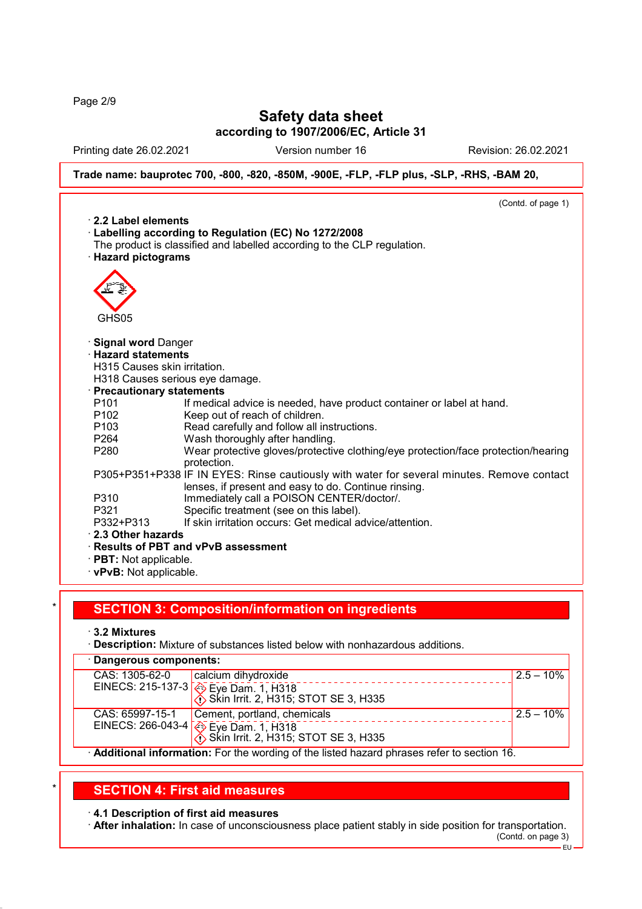# Safety data sheet
**according to 1907/2006/EC, Article 31**

Printing date 26.02.2021 Version number 16 Revision: 26.02.2021

**Trade name: bauprotec 700, -800, -820, -850M, -900E, -FLP, -FLP plus, -SLP, -RHS, -BAM 20,**

(Contd. of page 1)

· **2.2 Label elements**
· **Labelling according to Regulation (EC) No 1272/2008**
The product is classified and labelled according to the CLP regulation.
· **Hazard pictograms**

GHS05

· **Signal word** Danger
· **Hazard statements**
H315 Causes skin irritation.
H318 Causes serious eye damage.
· **Precautionary statements**

| | |
|---|---|
| P101 | If medical advice is needed, have product container or label at hand. |
| P102 | Keep out of reach of children. |
| P103 | Read carefully and follow all instructions. |
| P264 | Wash thoroughly after handling. |
| P280 | Wear protective gloves/protective clothing/eye protection/face protection/hearing protection. |
| P305+P351+P338 | IF IN EYES: Rinse cautiously with water for several minutes. Remove contact lenses, if present and easy to do. Continue rinsing. |
| P310 | Immediately call a POISON CENTER/doctor/. |
| P321 | Specific treatment (see on this label). |
| P332+P313 | If skin irritation occurs: Get medical advice/attention. |

· **2.3 Other hazards**
· **Results of PBT and vPvB assessment**
· **PBT:** Not applicable.
· **vPvB:** Not applicable.

## SECTION 3: Composition/information on ingredients

· **3.2 Mixtures**
· **Description:** Mixture of substances listed below with nonhazardous additions.

| · Dangerous components: | | |
|---|---|---|
| CAS: 1305-62-0<br>EINECS: 215-137-3 | calcium dihydroxide<br>Eye Dam. 1, H318<br>Skin Irrit. 2, H315; STOT SE 3, H335 | 2.5 – 10% |
| CAS: 65997-15-1<br>EINECS: 266-043-4 | Cement, portland, chemicals<br>Eye Dam. 1, H318<br>Skin Irrit. 2, H315; STOT SE 3, H335 | 2.5 – 10% |

· **Additional information:** For the wording of the listed hazard phrases refer to section 16.

## SECTION 4: First aid measures

· **4.1 Description of first aid measures**
· **After inhalation:** In case of unconsciousness place patient stably in side position for transportation.

(Contd. on page 3)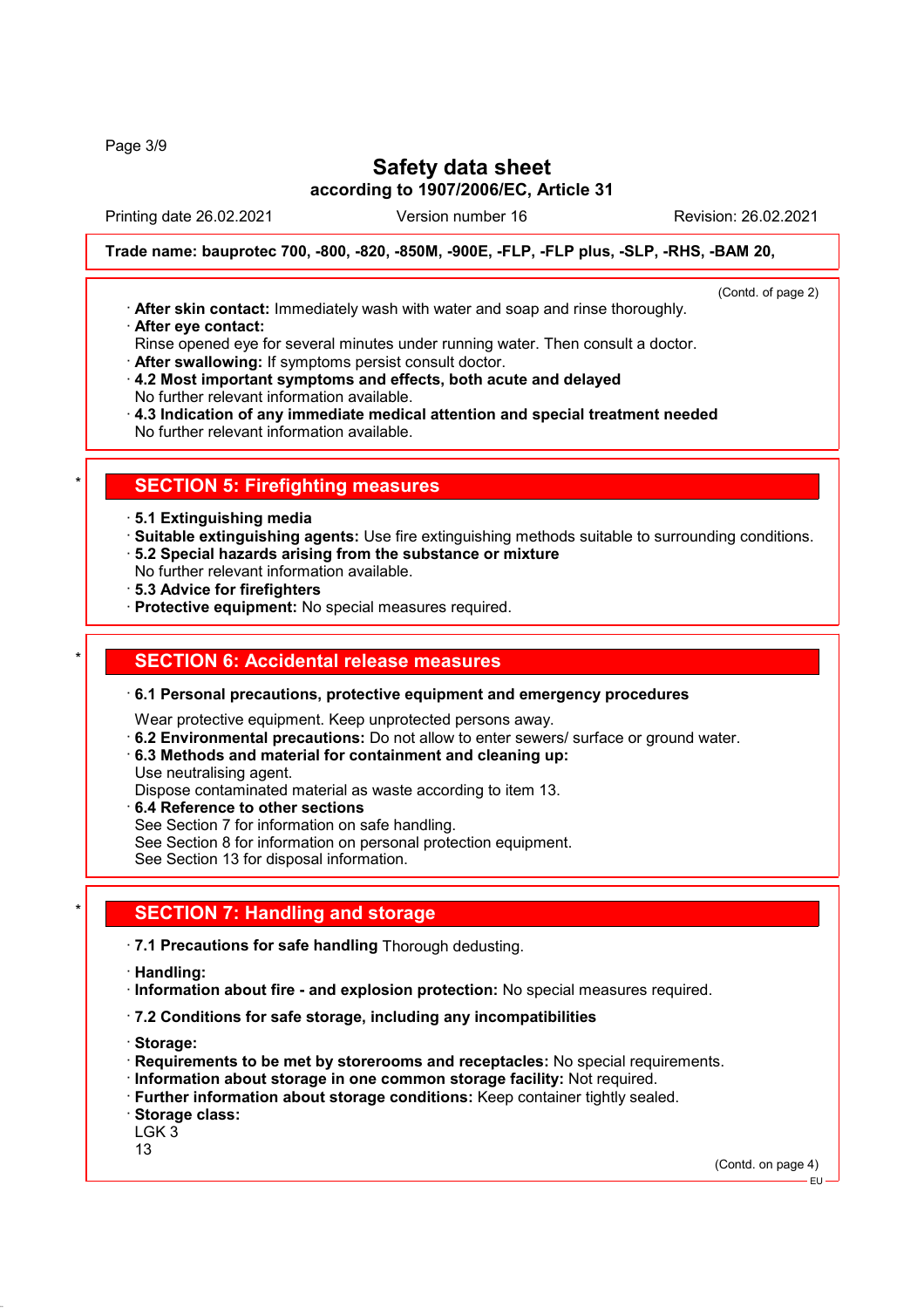**Trade name: bauprotec 700, -800, -820, -850M, -900E, -FLP, -FLP plus, -SLP, -RHS, -BAM 20,**

(Contd. of page 2)

- **After skin contact:** Immediately wash with water and soap and rinse thoroughly.
- **After eye contact:**
  Rinse opened eye for several minutes under running water. Then consult a doctor.
- **After swallowing:** If symptoms persist consult doctor.
- **4.2 Most important symptoms and effects, both acute and delayed**
  No further relevant information available.
- **4.3 Indication of any immediate medical attention and special treatment needed**
  No further relevant information available.

## * SECTION 5: Firefighting measures

- **5.1 Extinguishing media**
- **Suitable extinguishing agents:** Use fire extinguishing methods suitable to surrounding conditions.
- **5.2 Special hazards arising from the substance or mixture**
  No further relevant information available.
- **5.3 Advice for firefighters**
- **Protective equipment:** No special measures required.

## * SECTION 6: Accidental release measures

- **6.1 Personal precautions, protective equipment and emergency procedures**
  Wear protective equipment. Keep unprotected persons away.
- **6.2 Environmental precautions:** Do not allow to enter sewers/ surface or ground water.
- **6.3 Methods and material for containment and cleaning up:**
  Use neutralising agent.
  Dispose contaminated material as waste according to item 13.
- **6.4 Reference to other sections**
  See Section 7 for information on safe handling.
  See Section 8 for information on personal protection equipment.
  See Section 13 for disposal information.

## * SECTION 7: Handling and storage

- **7.1 Precautions for safe handling** Thorough dedusting.
- **Handling:**
- **Information about fire - and explosion protection:** No special measures required.
- **7.2 Conditions for safe storage, including any incompatibilities**
- **Storage:**
- **Requirements to be met by storerooms and receptacles:** No special requirements.
- **Information about storage in one common storage facility:** Not required.
- **Further information about storage conditions:** Keep container tightly sealed.
- **Storage class:**
  LGK 3
  13

(Contd. on page 4)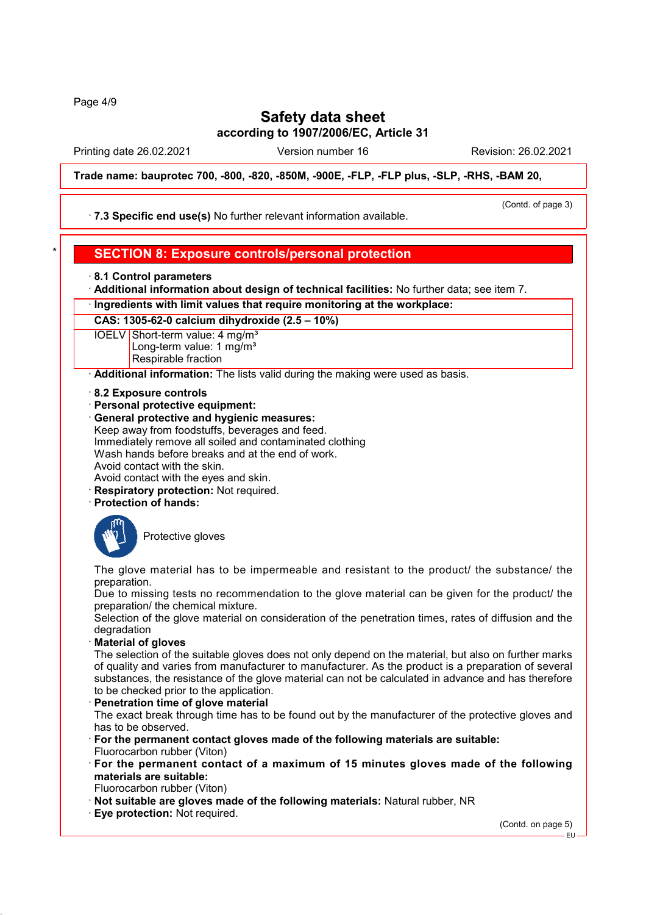Trade name: bauprotec 700, -800, -820, -850M, -900E, -FLP, -FLP plus, -SLP, -RHS, -BAM 20,

(Contd. of page 3)

· **7.3 Specific end use(s)** No further relevant information available.

## SECTION 8: Exposure controls/personal protection

· **8.1 Control parameters**

· **Additional information about design of technical facilities:** No further data; see item 7.

| · Ingredients with limit values that require monitoring at the workplace: | |
|---|---|
| **CAS: 1305-62-0 calcium dihydroxide (2.5 – 10%)** | |
| IOELV | Short-term value: 4 mg/m³<br>Long-term value: 1 mg/m³<br>Respirable fraction |

· **Additional information:** The lists valid during the making were used as basis.

· **8.2 Exposure controls**

· **Personal protective equipment:**

· **General protective and hygienic measures:**
Keep away from foodstuffs, beverages and feed.
Immediately remove all soiled and contaminated clothing
Wash hands before breaks and at the end of work.
Avoid contact with the skin.
Avoid contact with the eyes and skin.

· **Respiratory protection:** Not required.

· **Protection of hands:**

Protective gloves

The glove material has to be impermeable and resistant to the product/ the substance/ the preparation.
Due to missing tests no recommendation to the glove material can be given for the product/ the preparation/ the chemical mixture.
Selection of the glove material on consideration of the penetration times, rates of diffusion and the degradation

· **Material of gloves**
The selection of the suitable gloves does not only depend on the material, but also on further marks of quality and varies from manufacturer to manufacturer. As the product is a preparation of several substances, the resistance of the glove material can not be calculated in advance and has therefore to be checked prior to the application.

· **Penetration time of glove material**
The exact break through time has to be found out by the manufacturer of the protective gloves and has to be observed.

· **For the permanent contact gloves made of the following materials are suitable:**
Fluorocarbon rubber (Viton)

· **For the permanent contact of a maximum of 15 minutes gloves made of the following materials are suitable:**
Fluorocarbon rubber (Viton)

· **Not suitable are gloves made of the following materials:** Natural rubber, NR

· **Eye protection:** Not required.

(Contd. on page 5)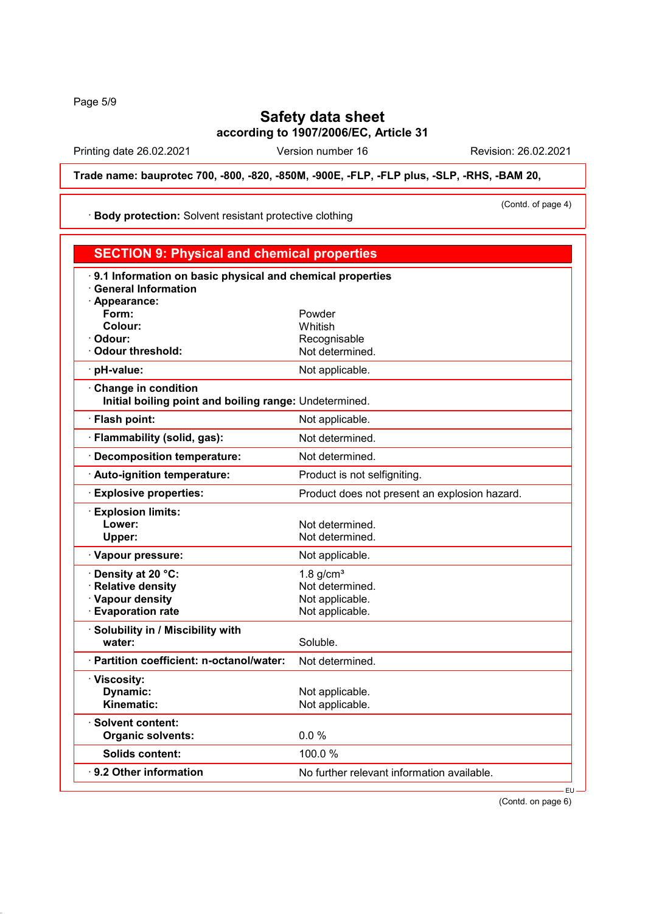# Safety data sheet

**according to 1907/2006/EC, Article 31**

Printing date 26.02.2021 Version number 16 Revision: 26.02.2021

**Trade name: bauprotec 700, -800, -820, -850M, -900E, -FLP, -FLP plus, -SLP, -RHS, -BAM 20,**

(Contd. of page 4)

· **Body protection:** Solvent resistant protective clothing

## SECTION 9: Physical and chemical properties

· **9.1 Information on basic physical and chemical properties**

· **General Information**

| Property | Value |
|---|---|
| · **Appearance:** | |
| **Form:** | Powder |
| **Colour:** | Whitish |
| · **Odour:** | Recognisable |
| · **Odour threshold:** | Not determined. |
| · **pH-value:** | Not applicable. |
| · **Change in condition** | |
| **Initial boiling point and boiling range:** | Undetermined. |
| · **Flash point:** | Not applicable. |
| · **Flammability (solid, gas):** | Not determined. |
| · **Decomposition temperature:** | Not determined. |
| · **Auto-ignition temperature:** | Product is not selfigniting. |
| · **Explosive properties:** | Product does not present an explosion hazard. |
| · **Explosion limits:** | |
| **Lower:** | Not determined. |
| **Upper:** | Not determined. |
| · **Vapour pressure:** | Not applicable. |
| · **Density at 20 °C:** | 1.8 g/cm³ |
| · **Relative density** | Not determined. |
| · **Vapour density** | Not applicable. |
| · **Evaporation rate** | Not applicable. |
| · **Solubility in / Miscibility with** | |
| **water:** | Soluble. |
| · **Partition coefficient: n-octanol/water:** | Not determined. |
| · **Viscosity:** | |
| **Dynamic:** | Not applicable. |
| **Kinematic:** | Not applicable. |
| · **Solvent content:** | |
| **Organic solvents:** | 0.0 % |
| **Solids content:** | 100.0 % |
| · **9.2 Other information** | No further relevant information available. |

EU

(Contd. on page 6)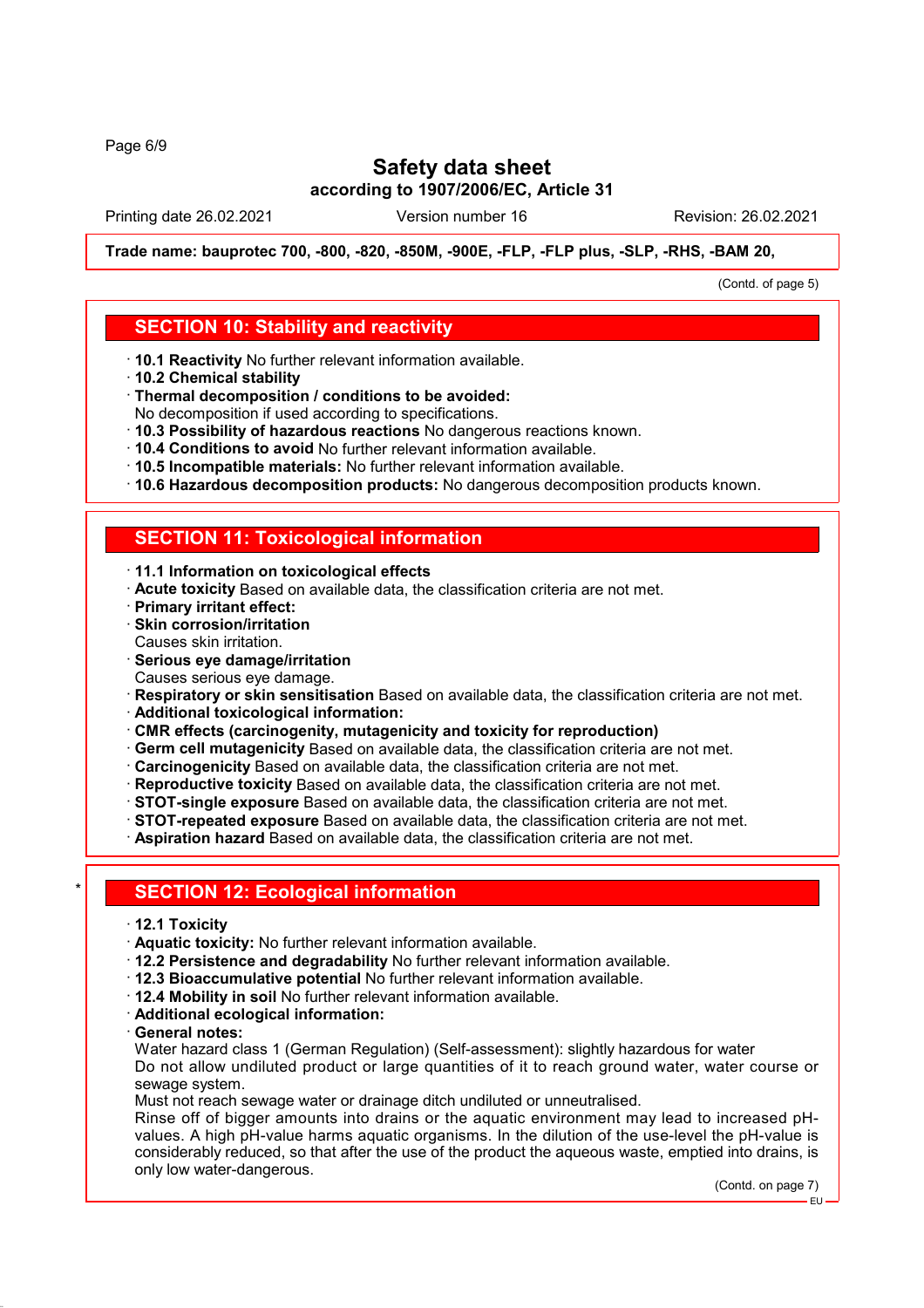# Safety data sheet

**according to 1907/2006/EC, Article 31**

Printing date 26.02.2021 | Version number 16 | Revision: 26.02.2021

**Trade name: bauprotec 700, -800, -820, -850M, -900E, -FLP, -FLP plus, -SLP, -RHS, -BAM 20,**

(Contd. of page 5)

## SECTION 10: Stability and reactivity

· **10.1 Reactivity** No further relevant information available.
· **10.2 Chemical stability**
· **Thermal decomposition / conditions to be avoided:**
No decomposition if used according to specifications.
· **10.3 Possibility of hazardous reactions** No dangerous reactions known.
· **10.4 Conditions to avoid** No further relevant information available.
· **10.5 Incompatible materials:** No further relevant information available.
· **10.6 Hazardous decomposition products:** No dangerous decomposition products known.

## SECTION 11: Toxicological information

· **11.1 Information on toxicological effects**
· **Acute toxicity** Based on available data, the classification criteria are not met.
· **Primary irritant effect:**
· **Skin corrosion/irritation**
Causes skin irritation.
· **Serious eye damage/irritation**
Causes serious eye damage.
· **Respiratory or skin sensitisation** Based on available data, the classification criteria are not met.
· **Additional toxicological information:**
· **CMR effects (carcinogenity, mutagenicity and toxicity for reproduction)**
· **Germ cell mutagenicity** Based on available data, the classification criteria are not met.
· **Carcinogenicity** Based on available data, the classification criteria are not met.
· **Reproductive toxicity** Based on available data, the classification criteria are not met.
· **STOT-single exposure** Based on available data, the classification criteria are not met.
· **STOT-repeated exposure** Based on available data, the classification criteria are not met.
· **Aspiration hazard** Based on available data, the classification criteria are not met.

## * SECTION 12: Ecological information

· **12.1 Toxicity**
· **Aquatic toxicity:** No further relevant information available.
· **12.2 Persistence and degradability** No further relevant information available.
· **12.3 Bioaccumulative potential** No further relevant information available.
· **12.4 Mobility in soil** No further relevant information available.
· **Additional ecological information:**
· **General notes:**
Water hazard class 1 (German Regulation) (Self-assessment): slightly hazardous for water
Do not allow undiluted product or large quantities of it to reach ground water, water course or sewage system.
Must not reach sewage water or drainage ditch undiluted or unneutralised.
Rinse off of bigger amounts into drains or the aquatic environment may lead to increased pH-values. A high pH-value harms aquatic organisms. In the dilution of the use-level the pH-value is considerably reduced, so that after the use of the product the aqueous waste, emptied into drains, is only low water-dangerous.

(Contd. on page 7)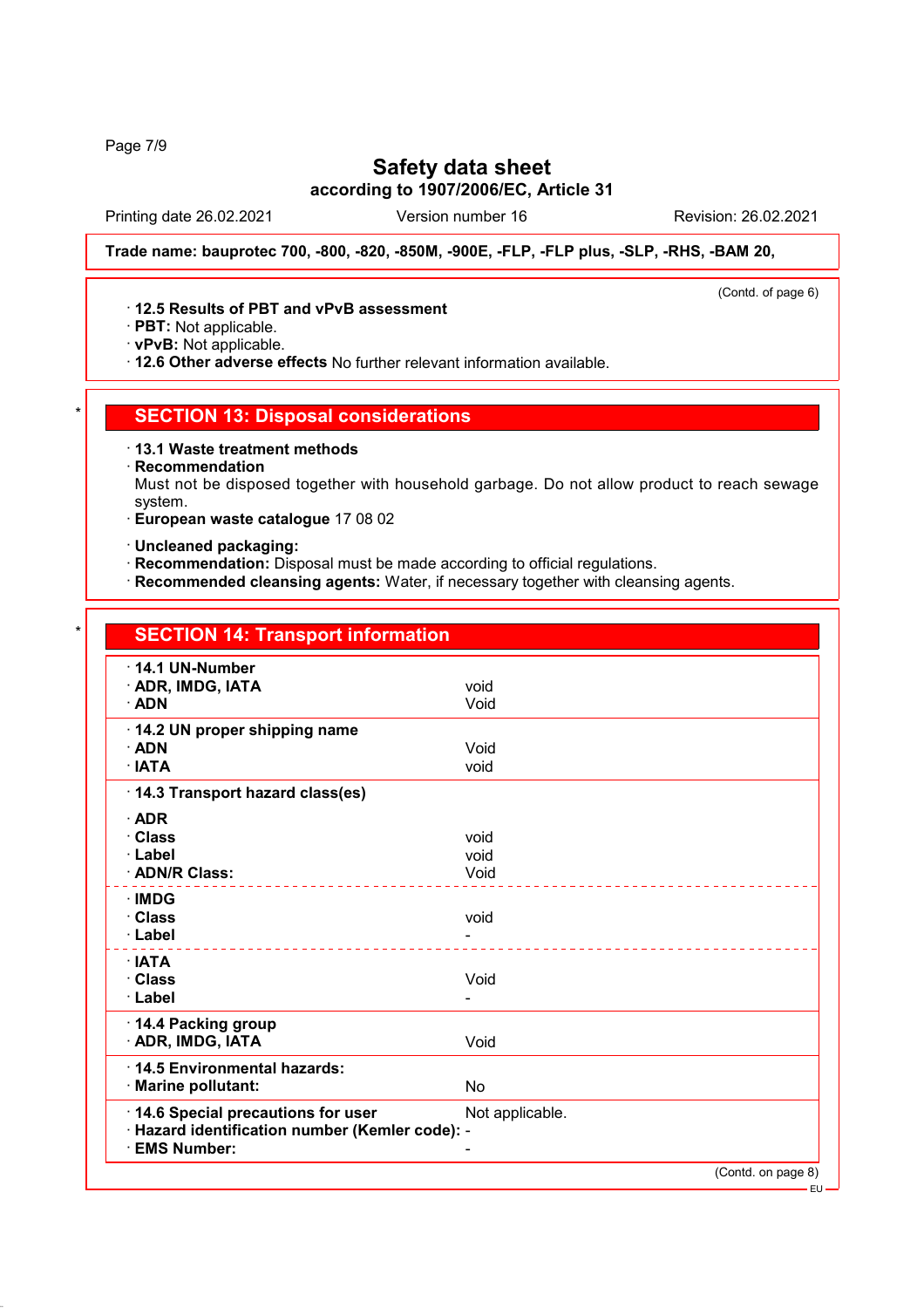Trade name: bauprotec 700, -800, -820, -850M, -900E, -FLP, -FLP plus, -SLP, -RHS, -BAM 20,

(Contd. of page 6)

· **12.5 Results of PBT and vPvB assessment**
· **PBT:** Not applicable.
· **vPvB:** Not applicable.
· **12.6 Other adverse effects** No further relevant information available.

## SECTION 13: Disposal considerations

· **13.1 Waste treatment methods**
· **Recommendation**
Must not be disposed together with household garbage. Do not allow product to reach sewage system.
· **European waste catalogue** 17 08 02

· **Uncleaned packaging:**
· **Recommendation:** Disposal must be made according to official regulations.
· **Recommended cleansing agents:** Water, if necessary together with cleansing agents.

## SECTION 14: Transport information

| | |
|---|---|
| · **14.1 UN-Number** | |
| · **ADR, IMDG, IATA** | void |
| · **ADN** | Void |
| · **14.2 UN proper shipping name** | |
| · **ADN** | Void |
| · **IATA** | void |
| · **14.3 Transport hazard class(es)** | |
| · **ADR** | |
| · **Class** | void |
| · **Label** | void |
| · **ADN/R Class:** | Void |
| · **IMDG** | |
| · **Class** | void |
| · **Label** | - |
| · **IATA** | |
| · **Class** | Void |
| · **Label** | - |
| · **14.4 Packing group** | |
| · **ADR, IMDG, IATA** | Void |
| · **14.5 Environmental hazards:** | |
| · **Marine pollutant:** | No |
| · **14.6 Special precautions for user** | Not applicable. |
| · **Hazard identification number (Kemler code):** | - |
| · **EMS Number:** | - |

(Contd. on page 8)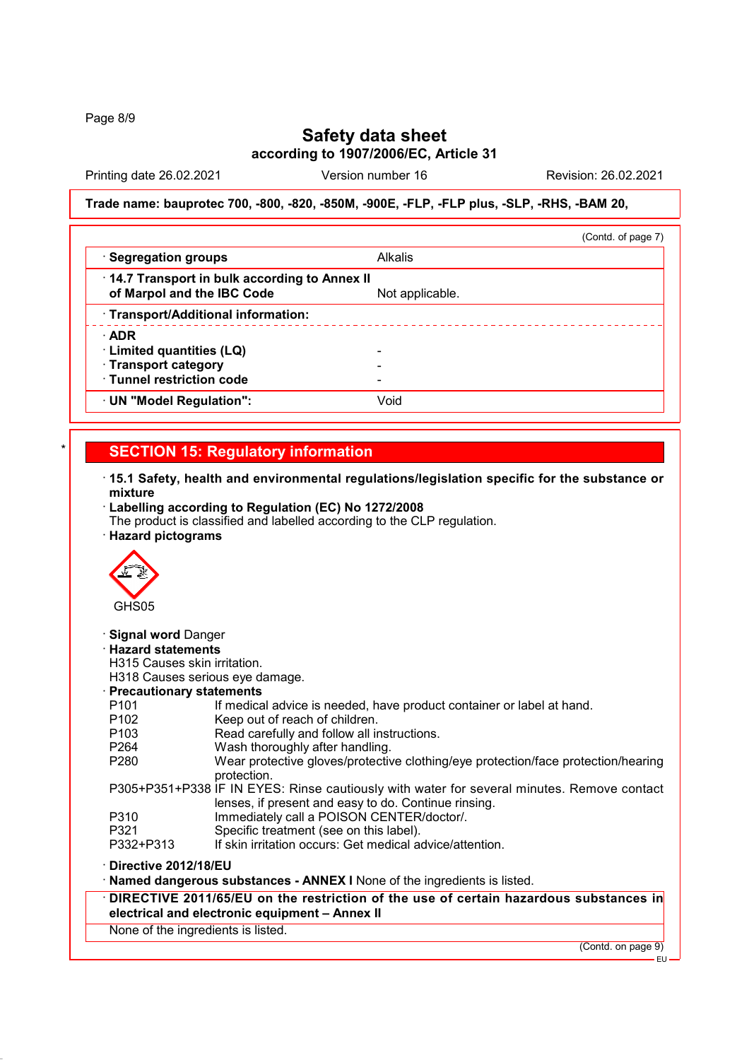Safety data sheet
according to 1907/2006/EC, Article 31

Printing date 26.02.2021 Version number 16 Revision: 26.02.2021

**Trade name: bauprotec 700, -800, -820, -850M, -900E, -FLP, -FLP plus, -SLP, -RHS, -BAM 20,**

(Contd. of page 7)

| | |
|---|---|
| · **Segregation groups** | Alkalis |
| · **14.7 Transport in bulk according to Annex II of Marpol and the IBC Code** | Not applicable. |
| · **Transport/Additional information:** | |
| · **ADR** | |
| · **Limited quantities (LQ)** | - |
| · **Transport category** | - |
| · **Tunnel restriction code** | - |
| · **UN "Model Regulation":** | Void |

## SECTION 15: Regulatory information

· **15.1 Safety, health and environmental regulations/legislation specific for the substance or mixture**

· **Labelling according to Regulation (EC) No 1272/2008**
The product is classified and labelled according to the CLP regulation.

· **Hazard pictograms**

GHS05

· **Signal word** Danger

· **Hazard statements**
H315 Causes skin irritation.
H318 Causes serious eye damage.

· **Precautionary statements**

| | |
|---|---|
| P101 | If medical advice is needed, have product container or label at hand. |
| P102 | Keep out of reach of children. |
| P103 | Read carefully and follow all instructions. |
| P264 | Wash thoroughly after handling. |
| P280 | Wear protective gloves/protective clothing/eye protection/face protection/hearing protection. |
| P305+P351+P338 | IF IN EYES: Rinse cautiously with water for several minutes. Remove contact lenses, if present and easy to do. Continue rinsing. |
| P310 | Immediately call a POISON CENTER/doctor/. |
| P321 | Specific treatment (see on this label). |
| P332+P313 | If skin irritation occurs: Get medical advice/attention. |

· **Directive 2012/18/EU**

· **Named dangerous substances - ANNEX I** None of the ingredients is listed.

· **DIRECTIVE 2011/65/EU on the restriction of the use of certain hazardous substances in electrical and electronic equipment – Annex II**

None of the ingredients is listed.

(Contd. on page 9)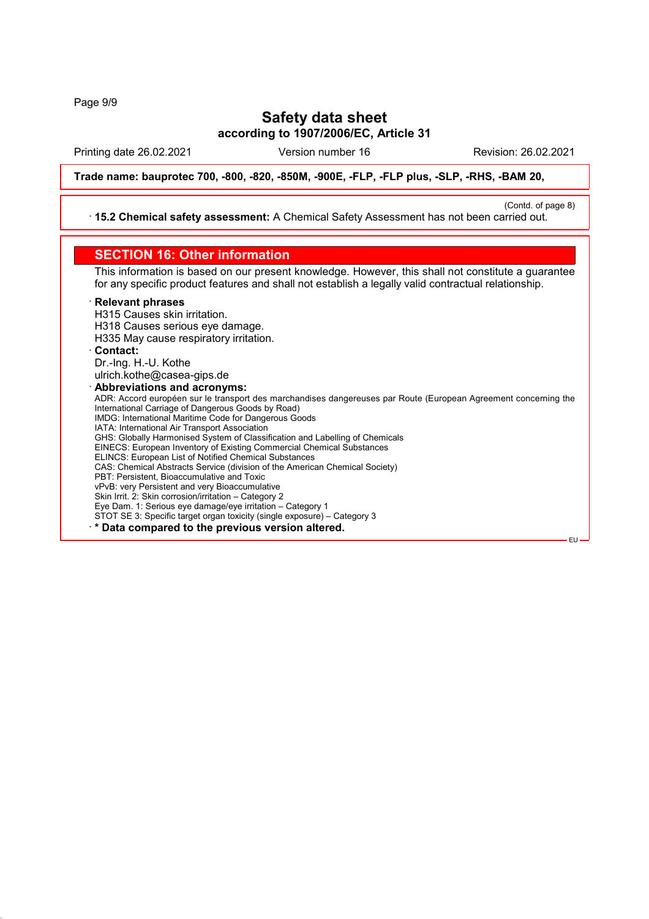Trade name: bauprotec 700, -800, -820, -850M, -900E, -FLP, -FLP plus, -SLP, -RHS, -BAM 20,

(Contd. of page 8)

· **15.2 Chemical safety assessment:** A Chemical Safety Assessment has not been carried out.

## SECTION 16: Other information

This information is based on our present knowledge. However, this shall not constitute a guarantee for any specific product features and shall not establish a legally valid contractual relationship.

· **Relevant phrases**
H315 Causes skin irritation.
H318 Causes serious eye damage.
H335 May cause respiratory irritation.

· **Contact:**
Dr.-Ing. H.-U. Kothe
ulrich.kothe@casea-gips.de

· **Abbreviations and acronyms:**
ADR: Accord européen sur le transport des marchandises dangereuses par Route (European Agreement concerning the International Carriage of Dangerous Goods by Road)
IMDG: International Maritime Code for Dangerous Goods
IATA: International Air Transport Association
GHS: Globally Harmonised System of Classification and Labelling of Chemicals
EINECS: European Inventory of Existing Commercial Chemical Substances
ELINCS: European List of Notified Chemical Substances
CAS: Chemical Abstracts Service (division of the American Chemical Society)
PBT: Persistent, Bioaccumulative and Toxic
vPvB: very Persistent and very Bioaccumulative
Skin Irrit. 2: Skin corrosion/irritation – Category 2
Eye Dam. 1: Serious eye damage/eye irritation – Category 1
STOT SE 3: Specific target organ toxicity (single exposure) – Category 3

· **\* Data compared to the previous version altered.**

EU